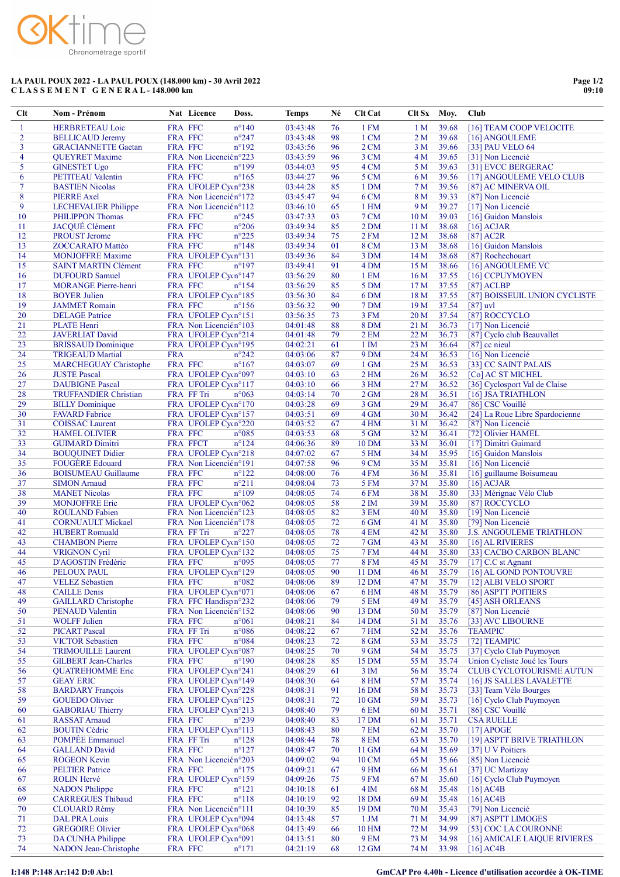**LA PAUL POUX 2022 - LA PAUL POUX (148.000 km) - 30 Avril 2022**
**C L A S S E M E N T G E N E R A L - 148.000 km**

| Clt | Nom - Prénom | Nat | Licence | Doss. | Temps | Né | Clt Cat | Clt Sx | Moy. | Club |
|---|---|---|---|---|---|---|---|---|---|---|
| 1 | HERBRETEAU Loic | FRA | FFC | n°140 | 03:43:48 | 76 | 1 FM | 1 M | 39.68 | [16] TEAM COOP VELOCITE |
| 2 | BELLICAUD Jeremy | FRA | FFC | n°247 | 03:43:48 | 98 | 1 CM | 2 M | 39.68 | [16] ANGOULEME |
| 3 | GRACIANNETTE Gaetan | FRA | FFC | n°192 | 03:43:56 | 96 | 2 CM | 3 M | 39.66 | [33] PAU VELO 64 |
| 4 | QUEYRET Maxime | FRA | Non Licencié | n°223 | 03:43:59 | 96 | 3 CM | 4 M | 39.65 | [31] Non Licencié |
| 5 | GINESTET Ugo | FRA | FFC | n°199 | 03:44:03 | 95 | 4 CM | 5 M | 39.63 | [31] EVCC BERGERAC |
| 6 | PETITEAU Valentin | FRA | FFC | n°165 | 03:44:27 | 96 | 5 CM | 6 M | 39.56 | [17] ANGOULEME VELO CLUB |
| 7 | BASTIEN Nicolas | FRA | UFOLEP Cy | n°238 | 03:44:28 | 85 | 1 DM | 7 M | 39.56 | [87] AC MINERVA OIL |
| 8 | PIERRE Axel | FRA | Non Licencié | n°172 | 03:45:47 | 94 | 6 CM | 8 M | 39.33 | [87] Non Licencié |
| 9 | LECHEVALIER Philippe | FRA | Non Licencié | n°112 | 03:46:10 | 65 | 1 HM | 9 M | 39.27 | [17] Non Licencié |
| 10 | PHILIPPON Thomas | FRA | FFC | n°245 | 03:47:33 | 03 | 7 CM | 10 M | 39.03 | [16] Guidon Manslois |
| 11 | JACQUÉ Clément | FRA | FFC | n°206 | 03:49:34 | 85 | 2 DM | 11 M | 38.68 | [16] ACJAR |
| 12 | PROUST Jerome | FRA | FFC | n°225 | 03:49:34 | 75 | 2 FM | 12 M | 38.68 | [87] AC2R |
| 13 | ZOCCARATO Mattéo | FRA | FFC | n°148 | 03:49:34 | 01 | 8 CM | 13 M | 38.68 | [16] Guidon Manslois |
| 14 | MONJOFFRE Maxime | FRA | UFOLEP Cy | n°131 | 03:49:36 | 84 | 3 DM | 14 M | 38.68 | [87] Rochechouart |
| 15 | SAINT MARTIN Clément | FRA | FFC | n°197 | 03:49:41 | 91 | 4 DM | 15 M | 38.66 | [16] ANGOULEME VC |
| 16 | DUFOURD Samuel | FRA | UFOLEP Cy | n°147 | 03:56:29 | 80 | 1 EM | 16 M | 37.55 | [16] CCPUYMOYEN |
| 17 | MORANGE Pierre-henri | FRA | FFC | n°154 | 03:56:29 | 85 | 5 DM | 17 M | 37.55 | [87] ACLBP |
| 18 | BOYER Julien | FRA | UFOLEP Cy | n°185 | 03:56:30 | 84 | 6 DM | 18 M | 37.55 | [87] BOISSEUIL UNION CYCLISTE |
| 19 | JAMMET Romain | FRA | FFC | n°156 | 03:56:32 | 90 | 7 DM | 19 M | 37.54 | [87] uvl |
| 20 | DELAGE Patrice | FRA | UFOLEP Cy | n°151 | 03:56:35 | 73 | 3 FM | 20 M | 37.54 | [87] ROCCYCLO |
| 21 | PLATE Henri | FRA | Non Licencié | n°103 | 04:01:48 | 88 | 8 DM | 21 M | 36.73 | [17] Non Licencié |
| 22 | JAVERLIAT David | FRA | UFOLEP Cy | n°214 | 04:01:48 | 79 | 2 EM | 22 M | 36.73 | [87] Cyclo club Beauvallet |
| 23 | BRISSAUD Dominique | FRA | UFOLEP Cy | n°195 | 04:02:21 | 61 | 1 IM | 23 M | 36.64 | [87] cc nieul |
| 24 | TRIGEAUD Martial | FRA | | n°242 | 04:03:06 | 87 | 9 DM | 24 M | 36.53 | [16] Non Licencié |
| 25 | MARCHEGUAY Christophe | FRA | FFC | n°167 | 04:03:07 | 69 | 1 GM | 25 M | 36.53 | [33] CC SAINT PALAIS |
| 26 | JUSTE Pascal | FRA | UFOLEP Cy | n°097 | 04:03:10 | 63 | 2 HM | 26 M | 36.52 | [Co] AC ST MICHEL |
| 27 | DAUBIGNE Pascal | FRA | UFOLEP Cy | n°117 | 04:03:10 | 66 | 3 HM | 27 M | 36.52 | [36] Cyclosport Val de Claise |
| 28 | TRUFFANDIER Christian | FRA | FF Tri | n°063 | 04:03:14 | 70 | 2 GM | 28 M | 36.51 | [16] JSA TRIATHLON |
| 29 | BILLY Dominique | FRA | UFOLEP Cy | n°170 | 04:03:28 | 69 | 3 GM | 29 M | 36.47 | [86] CSC Vouillé |
| 30 | FAVARD Fabrice | FRA | UFOLEP Cy | n°157 | 04:03:51 | 69 | 4 GM | 30 M | 36.42 | [24] La Roue Libre Spardocienne |
| 31 | COISSAC Laurent | FRA | UFOLEP Cy | n°220 | 04:03:52 | 67 | 4 HM | 31 M | 36.42 | [87] Non Licencié |
| 32 | HAMEL OLIVIER | FRA | FFC | n°085 | 04:03:53 | 68 | 5 GM | 32 M | 36.41 | [72] Olivier HAMEL |
| 33 | GUIMARD Dimitri | FRA | FFCT | n°124 | 04:06:36 | 89 | 10 DM | 33 M | 36.01 | [17] Dimitri Guimard |
| 34 | BOUQUINET Didier | FRA | UFOLEP Cy | n°218 | 04:07:02 | 67 | 5 HM | 34 M | 35.95 | [16] Guidon Manslois |
| 35 | FOUGÈRE Edouard | FRA | Non Licencié | n°191 | 04:07:58 | 96 | 9 CM | 35 M | 35.81 | [16] Non Licencié |
| 36 | BOISUMEAU Guillaume | FRA | FFC | n°122 | 04:08:00 | 76 | 4 FM | 36 M | 35.81 | [16] guillaume Boisumeau |
| 37 | SIMON Arnaud | FRA | FFC | n°211 | 04:08:04 | 73 | 5 FM | 37 M | 35.80 | [16] ACJAR |
| 38 | MANET Nicolas | FRA | FFC | n°109 | 04:08:05 | 74 | 6 FM | 38 M | 35.80 | [33] Mérignac Vélo Club |
| 39 | MONJOFFRE Eric | FRA | UFOLEP Cy | n°062 | 04:08:05 | 58 | 2 IM | 39 M | 35.80 | [87] ROCCYCLO |
| 40 | ROULAND Fabien | FRA | Non Licencié | n°123 | 04:08:05 | 82 | 3 EM | 40 M | 35.80 | [19] Non Licencié |
| 41 | CORNUAULT Mickael | FRA | Non Licencié | n°178 | 04:08:05 | 72 | 6 GM | 41 M | 35.80 | [79] Non Licencié |
| 42 | HUBERT Romuald | FRA | FF Tri | n°227 | 04:08:05 | 78 | 4 EM | 42 M | 35.80 | J.S. ANGOULEME TRIATHLON |
| 43 | CHAMBON Pierre | FRA | UFOLEP Cy | n°150 | 04:08:05 | 72 | 7 GM | 43 M | 35.80 | [16] AL RIVIERES |
| 44 | VRIGNON Cyril | FRA | UFOLEP Cy | n°132 | 04:08:05 | 75 | 7 FM | 44 M | 35.80 | [33] CACBO CARBON BLANC |
| 45 | D'AGOSTIN Frédéric | FRA | FFC | n°095 | 04:08:05 | 77 | 8 FM | 45 M | 35.79 | [17] C.C st Agnant |
| 46 | PELOUX PAUL | FRA | UFOLEP Cy | n°129 | 04:08:05 | 90 | 11 DM | 46 M | 35.79 | [16] AL GOND PONTOUVRE |
| 47 | VELEZ Sébastien | FRA | FFC | n°082 | 04:08:06 | 89 | 12 DM | 47 M | 35.79 | [12] ALBI VELO SPORT |
| 48 | CAILLE Denis | FRA | UFOLEP Cy | n°071 | 04:08:06 | 67 | 6 HM | 48 M | 35.79 | [86] ASPTT POITIERS |
| 49 | GAILLARD Christophe | FRA | FFC Handisp | n°232 | 04:08:06 | 79 | 5 EM | 49 M | 35.79 | [45] ASH ORLEANS |
| 50 | PENAUD Valentin | FRA | Non Licencié | n°152 | 04:08:06 | 90 | 13 DM | 50 M | 35.79 | [87] Non Licencié |
| 51 | WOLFF Julien | FRA | FFC | n°061 | 04:08:21 | 84 | 14 DM | 51 M | 35.76 | [33] AVC LIBOURNE |
| 52 | PICART Pascal | FRA | FF Tri | n°086 | 04:08:22 | 67 | 7 HM | 52 M | 35.76 | TEAMPIC |
| 53 | VICTOR Sebastien | FRA | FFC | n°084 | 04:08:23 | 72 | 8 GM | 53 M | 35.75 | [72] TEAMPIC |
| 54 | TRIMOUILLE Laurent | FRA | UFOLEP Cy | n°087 | 04:08:25 | 70 | 9 GM | 54 M | 35.75 | [37] Cyclo Club Puymoyen |
| 55 | GILBERT Jean-Charles | FRA | FFC | n°190 | 04:08:28 | 85 | 15 DM | 55 M | 35.74 | Union Cycliste Joué les Tours |
| 56 | QUATREHOMME Eric | FRA | UFOLEP Cy | n°241 | 04:08:29 | 61 | 3 IM | 56 M | 35.74 | CLUB CYCLOTOURISME AUTUN |
| 57 | GEAY ERIC | FRA | UFOLEP Cy | n°149 | 04:08:30 | 64 | 8 HM | 57 M | 35.74 | [16] JS SALLES LAVALETTE |
| 58 | BARDARY François | FRA | UFOLEP Cy | n°228 | 04:08:31 | 91 | 16 DM | 58 M | 35.73 | [33] Team Vélo Bourges |
| 59 | GOUEDO Olivier | FRA | UFOLEP Cy | n°125 | 04:08:31 | 72 | 10 GM | 59 M | 35.73 | [16] Cyclo Club Puymoyen |
| 60 | GABORIAU Thierry | FRA | UFOLEP Cy | n°213 | 04:08:40 | 79 | 6 EM | 60 M | 35.71 | [86] CSC Vouillé |
| 61 | RASSAT Arnaud | FRA | FFC | n°239 | 04:08:40 | 83 | 17 DM | 61 M | 35.71 | CSA RUELLE |
| 62 | BOUTIN Cédric | FRA | UFOLEP Cy | n°113 | 04:08:43 | 80 | 7 EM | 62 M | 35.70 | [17] APOGE |
| 63 | POMPÉE Emmanuel | FRA | FF Tri | n°128 | 04:08:44 | 78 | 8 EM | 63 M | 35.70 | [19] ASPTT BRIVE TRIATHLON |
| 64 | GALLAND David | FRA | FFC | n°127 | 04:08:47 | 70 | 11 GM | 64 M | 35.69 | [37] U V Poitiers |
| 65 | ROGEON Kevin | FRA | Non Licencié | n°203 | 04:09:02 | 94 | 10 CM | 65 M | 35.66 | [85] Non Licencié |
| 66 | PELTIER Patrice | FRA | FFC | n°175 | 04:09:21 | 67 | 9 HM | 66 M | 35.61 | [37] UC Martizay |
| 67 | ROLIN Hervé | FRA | UFOLEP Cy | n°159 | 04:09:26 | 75 | 9 FM | 67 M | 35.60 | [16] Cyclo Club Puymoyen |
| 68 | NADON Philippe | FRA | FFC | n°121 | 04:10:18 | 61 | 4 IM | 68 M | 35.48 | [16] AC4B |
| 69 | CARREGUES Thibaud | FRA | FFC | n°118 | 04:10:19 | 92 | 18 DM | 69 M | 35.48 | [16] AC4B |
| 70 | CLOUARD Rémy | FRA | Non Licencié | n°111 | 04:10:39 | 85 | 19 DM | 70 M | 35.43 | [79] Non Licencié |
| 71 | DAL PRA Louis | FRA | UFOLEP Cy | n°094 | 04:13:48 | 57 | 1 JM | 71 M | 34.99 | [87] ASPTT LIMOGES |
| 72 | GREGOIRE Olivier | FRA | UFOLEP Cy | n°068 | 04:13:49 | 66 | 10 HM | 72 M | 34.99 | [53] COC LA COURONNE |
| 73 | DA CUNHA Philippe | FRA | UFOLEP Cy | n°091 | 04:13:51 | 80 | 9 EM | 73 M | 34.98 | [16] AMICALE LAIQUE RIVIERES |
| 74 | NADON Jean-Christophe | FRA | FFC | n°171 | 04:21:19 | 68 | 12 GM | 74 M | 33.98 | [16] AC4B |

I:148 P:148 Ar:142 D:0 Ab:1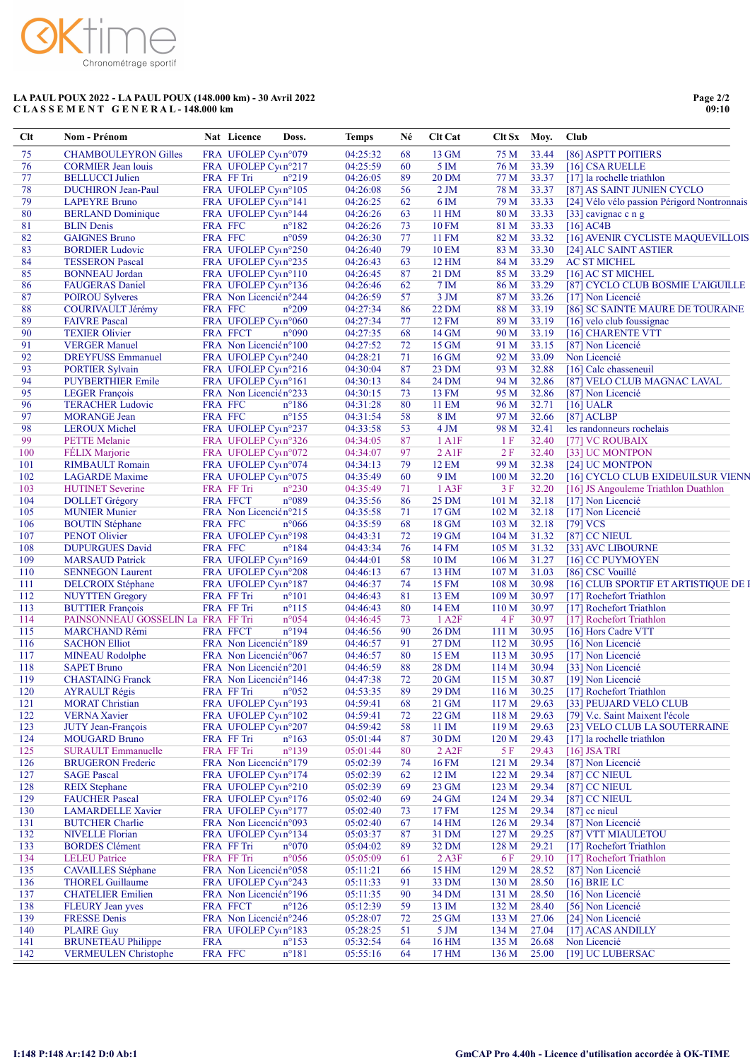OKtime
Chronométrage sportif

**LA PAUL POUX 2022 - LA PAUL POUX (148.000 km) - 30 Avril 2022**
**C L A S S E M E N T   G E N E R A L - 148.000 km**

| Clt | Nom - Prénom | Nat | Licence | Doss. | Temps | Né | Clt Cat | Clt Sx | Moy. | Club |
|---|---|---|---|---|---|---|---|---|---|---|
| 75 | CHAMBOULEYRON Gilles | FRA | UFOLEP Cy | n°079 | 04:25:32 | 68 | 13 GM | 75 M | 33.44 | [86] ASPTT POITIERS |
| 76 | CORMIER Jean louis | FRA | UFOLEP Cy | n°217 | 04:25:59 | 60 | 5 IM | 76 M | 33.39 | [16] CSA RUELLE |
| 77 | BELLUCCI Julien | FRA | FF Tri | n°219 | 04:26:05 | 89 | 20 DM | 77 M | 33.37 | [17] la rochelle triathlon |
| 78 | DUCHIRON Jean-Paul | FRA | UFOLEP Cy | n°105 | 04:26:08 | 56 | 2 JM | 78 M | 33.37 | [87] AS SAINT JUNIEN CYCLO |
| 79 | LAPEYRE Bruno | FRA | UFOLEP Cy | n°141 | 04:26:25 | 62 | 6 IM | 79 M | 33.33 | [24] Vélo vélo passion Périgord Nontronnais |
| 80 | BERLAND Dominique | FRA | UFOLEP Cy | n°144 | 04:26:26 | 63 | 11 HM | 80 M | 33.33 | [33] cavignac c n g |
| 81 | BLIN Denis | FRA | FFC | n°182 | 04:26:26 | 73 | 10 FM | 81 M | 33.33 | [16] AC4B |
| 82 | GAIGNES Bruno | FRA | FFC | n°059 | 04:26:30 | 77 | 11 FM | 82 M | 33.32 | [16] AVENIR CYCLISTE MAQUEVILLOIS |
| 83 | BORDIER Ludovic | FRA | UFOLEP Cy | n°250 | 04:26:40 | 79 | 10 EM | 83 M | 33.30 | [24] ALC SAINT ASTIER |
| 84 | TESSERON Pascal | FRA | UFOLEP Cy | n°235 | 04:26:43 | 63 | 12 HM | 84 M | 33.29 | AC ST MICHEL |
| 85 | BONNEAU Jordan | FRA | UFOLEP Cy | n°110 | 04:26:45 | 87 | 21 DM | 85 M | 33.29 | [16] AC ST MICHEL |
| 86 | FAUGERAS Daniel | FRA | UFOLEP Cy | n°136 | 04:26:46 | 62 | 7 IM | 86 M | 33.29 | [87] CYCLO CLUB BOSMIE L'AIGUILLE |
| 87 | POIROU Sylveres | FRA | Non Licencié | n°244 | 04:26:59 | 57 | 3 JM | 87 M | 33.26 | [17] Non Licencié |
| 88 | COURIVAULT Jérémy | FRA | FFC | n°209 | 04:27:34 | 86 | 22 DM | 88 M | 33.19 | [86] SC SAINTE MAURE DE TOURAINE |
| 89 | FAIVRE Pascal | FRA | UFOLEP Cy | n°060 | 04:27:34 | 77 | 12 FM | 89 M | 33.19 | [16] velo club foussignac |
| 90 | TEXIER Olivier | FRA | FFCT | n°090 | 04:27:35 | 68 | 14 GM | 90 M | 33.19 | [16] CHARENTE VTT |
| 91 | VERGER Manuel | FRA | Non Licencié | n°100 | 04:27:52 | 72 | 15 GM | 91 M | 33.15 | [87] Non Licencié |
| 92 | DREYFUSS Emmanuel | FRA | UFOLEP Cy | n°240 | 04:28:21 | 71 | 16 GM | 92 M | 33.09 | Non Licencié |
| 93 | PORTIER Sylvain | FRA | UFOLEP Cy | n°216 | 04:30:04 | 87 | 23 DM | 93 M | 32.88 | [16] Calc chasseneuil |
| 94 | PUYBERTHIER Emile | FRA | UFOLEP Cy | n°161 | 04:30:13 | 84 | 24 DM | 94 M | 32.86 | [87] VELO CLUB MAGNAC LAVAL |
| 95 | LEGER François | FRA | Non Licencié | n°233 | 04:30:15 | 73 | 13 FM | 95 M | 32.86 | [87] Non Licencié |
| 96 | TERACHER Ludovic | FRA | FFC | n°186 | 04:31:28 | 80 | 11 EM | 96 M | 32.71 | [16] UALR |
| 97 | MORANGE Jean | FRA | FFC | n°155 | 04:31:54 | 58 | 8 IM | 97 M | 32.66 | [87] ACLBP |
| 98 | LEROUX Michel | FRA | UFOLEP Cy | n°237 | 04:33:58 | 53 | 4 JM | 98 M | 32.41 | les randonneurs rochelais |
| 99 | PETTE Melanie | FRA | UFOLEP Cy | n°326 | 04:34:05 | 87 | 1 A1F | 1 F | 32.40 | [77] VC ROUBAIX |
| 100 | FÉLIX Marjorie | FRA | UFOLEP Cy | n°072 | 04:34:07 | 97 | 2 A1F | 2 F | 32.40 | [33] UC MONTPON |
| 101 | RIMBAULT Romain | FRA | UFOLEP Cy | n°074 | 04:34:13 | 79 | 12 EM | 99 M | 32.38 | [24] UC MONTPON |
| 102 | LAGARDE Maxime | FRA | UFOLEP Cy | n°075 | 04:35:49 | 60 | 9 IM | 100 M | 32.20 | [16] CYCLO CLUB EXIDEUILSUR VIENN |
| 103 | HUTINET Severine | FRA | FF Tri | n°230 | 04:35:49 | 71 | 1 A3F | 3 F | 32.20 | [16] JS Angouleme Triathlon Duathlon |
| 104 | DOLLET Grégory | FRA | FFCT | n°089 | 04:35:56 | 86 | 25 DM | 101 M | 32.18 | [17] Non Licencié |
| 105 | MUNIER Munier | FRA | Non Licencié | n°215 | 04:35:58 | 71 | 17 GM | 102 M | 32.18 | [17] Non Licencié |
| 106 | BOUTIN Stéphane | FRA | FFC | n°066 | 04:35:59 | 68 | 18 GM | 103 M | 32.18 | [79] VCS |
| 107 | PENOT Olivier | FRA | UFOLEP Cy | n°198 | 04:43:31 | 72 | 19 GM | 104 M | 31.32 | [87] CC NIEUL |
| 108 | DUPURGUES David | FRA | FFC | n°184 | 04:43:34 | 76 | 14 FM | 105 M | 31.32 | [33] AVC LIBOURNE |
| 109 | MARSAUD Patrick | FRA | UFOLEP Cy | n°169 | 04:44:01 | 58 | 10 IM | 106 M | 31.27 | [16] CC PUYMOYEN |
| 110 | SENNEGON Laurent | FRA | UFOLEP Cy | n°208 | 04:46:13 | 67 | 13 HM | 107 M | 31.03 | [86] CSC Vouillé |
| 111 | DELCROIX Stéphane | FRA | UFOLEP Cy | n°187 | 04:46:37 | 74 | 15 FM | 108 M | 30.98 | [16] CLUB SPORTIF ET ARTISTIQUE DE I |
| 112 | NUYTTEN Gregory | FRA | FF Tri | n°101 | 04:46:43 | 81 | 13 EM | 109 M | 30.97 | [17] Rochefort Triathlon |
| 113 | BUTTIER François | FRA | FF Tri | n°115 | 04:46:43 | 80 | 14 EM | 110 M | 30.97 | [17] Rochefort Triathlon |
| 114 | PAINSONNEAU GOSSELIN La | FRA | FF Tri | n°054 | 04:46:45 | 73 | 1 A2F | 4 F | 30.97 | [17] Rochefort Triathlon |
| 115 | MARCHAND Rémi | FRA | FFCT | n°194 | 04:46:56 | 90 | 26 DM | 111 M | 30.95 | [16] Hors Cadre VTT |
| 116 | SACHON Elliot | FRA | Non Licencié | n°189 | 04:46:57 | 91 | 27 DM | 112 M | 30.95 | [16] Non Licencié |
| 117 | MINEAU Rodolphe | FRA | Non Licencié | n°067 | 04:46:57 | 80 | 15 EM | 113 M | 30.95 | [17] Non Licencié |
| 118 | SAPET Bruno | FRA | Non Licencié | n°201 | 04:46:59 | 88 | 28 DM | 114 M | 30.94 | [33] Non Licencié |
| 119 | CHRISTAING Franck | FRA | Non Licencié | n°146 | 04:47:38 | 72 | 20 GM | 115 M | 30.87 | [19] Non Licencié |
| 120 | AYRAULT Régis | FRA | FF Tri | n°052 | 04:53:35 | 89 | 29 DM | 116 M | 30.25 | [17] Rochefort Triathlon |
| 121 | MORAT Christian | FRA | UFOLEP Cy | n°193 | 04:59:41 | 68 | 21 GM | 117 M | 29.63 | [33] PEUJARD VELO CLUB |
| 122 | VERNA Xavier | FRA | UFOLEP Cy | n°102 | 04:59:41 | 72 | 22 GM | 118 M | 29.63 | [79] V.c. Saint Maixent l'école |
| 123 | JUTY Jean-François | FRA | UFOLEP Cy | n°207 | 04:59:42 | 58 | 11 IM | 119 M | 29.63 | [23] VELO CLUB LA SOUTERRAINE |
| 124 | MOUGARD Bruno | FRA | FF Tri | n°163 | 05:01:44 | 87 | 30 DM | 120 M | 29.43 | [17] la rochelle triathlon |
| 125 | SURAULT Emmanuelle | FRA | FF Tri | n°139 | 05:01:44 | 80 | 2 A2F | 5 F | 29.43 | [16] JSA TRI |
| 126 | BRUGERON Frederic | FRA | Non Licencié | n°179 | 05:02:39 | 74 | 16 FM | 121 M | 29.34 | [87] Non Licencié |
| 127 | SAGE Pascal | FRA | UFOLEP Cy | n°174 | 05:02:39 | 62 | 12 IM | 122 M | 29.34 | [87] CC NIEUL |
| 128 | REIX Stephane | FRA | UFOLEP Cy | n°210 | 05:02:39 | 69 | 23 GM | 123 M | 29.34 | [87] CC NIEUL |
| 129 | FAUCHER Pascal | FRA | UFOLEP Cy | n°176 | 05:02:40 | 69 | 24 GM | 124 M | 29.34 | [87] CC NIEUL |
| 130 | LAMARDELLE Xavier | FRA | UFOLEP Cy | n°177 | 05:02:40 | 73 | 17 FM | 125 M | 29.34 | [87] cc nieul |
| 131 | BUTCHER Charlie | FRA | Non Licencié | n°093 | 05:02:40 | 67 | 14 HM | 126 M | 29.34 | [87] Non Licencié |
| 132 | NIVELLE Florian | FRA | UFOLEP Cy | n°134 | 05:03:37 | 87 | 31 DM | 127 M | 29.25 | [87] VTT MIAULETOU |
| 133 | BORDES Clément | FRA | FF Tri | n°070 | 05:04:02 | 89 | 32 DM | 128 M | 29.21 | [17] Rochefort Triathlon |
| 134 | LELEU Patrice | FRA | FF Tri | n°056 | 05:05:09 | 61 | 2 A3F | 6 F | 29.10 | [17] Rochefort Triathlon |
| 135 | CAVAILLES Stéphane | FRA | Non Licencié | n°058 | 05:11:21 | 66 | 15 HM | 129 M | 28.52 | [87] Non Licencié |
| 136 | THOREL Guillaume | FRA | UFOLEP Cy | n°243 | 05:11:33 | 91 | 33 DM | 130 M | 28.50 | [16] BRIE LC |
| 137 | CHATELIER Emilien | FRA | Non Licencié | n°196 | 05:11:35 | 90 | 34 DM | 131 M | 28.50 | [16] Non Licencié |
| 138 | FLEURY Jean yves | FRA | FFCT | n°126 | 05:12:39 | 59 | 13 IM | 132 M | 28.40 | [56] Non Licencié |
| 139 | FRESSE Denis | FRA | Non Licencié | n°246 | 05:28:07 | 72 | 25 GM | 133 M | 27.06 | [24] Non Licencié |
| 140 | PLAIRE Guy | FRA | UFOLEP Cy | n°183 | 05:28:25 | 51 | 5 JM | 134 M | 27.04 | [17] ACAS ANDILLY |
| 141 | BRUNETEAU Philippe | FRA | | n°153 | 05:32:54 | 64 | 16 HM | 135 M | 26.68 | Non Licencié |
| 142 | VERMEULEN Christophe | FRA | FFC | n°181 | 05:55:16 | 64 | 17 HM | 136 M | 25.00 | [19] UC LUBERSAC |

I:148 P:148 Ar:142 D:0 Ab:1

GmCAP Pro 4.40h - Licence d'utilisation accordée à OK-TIME